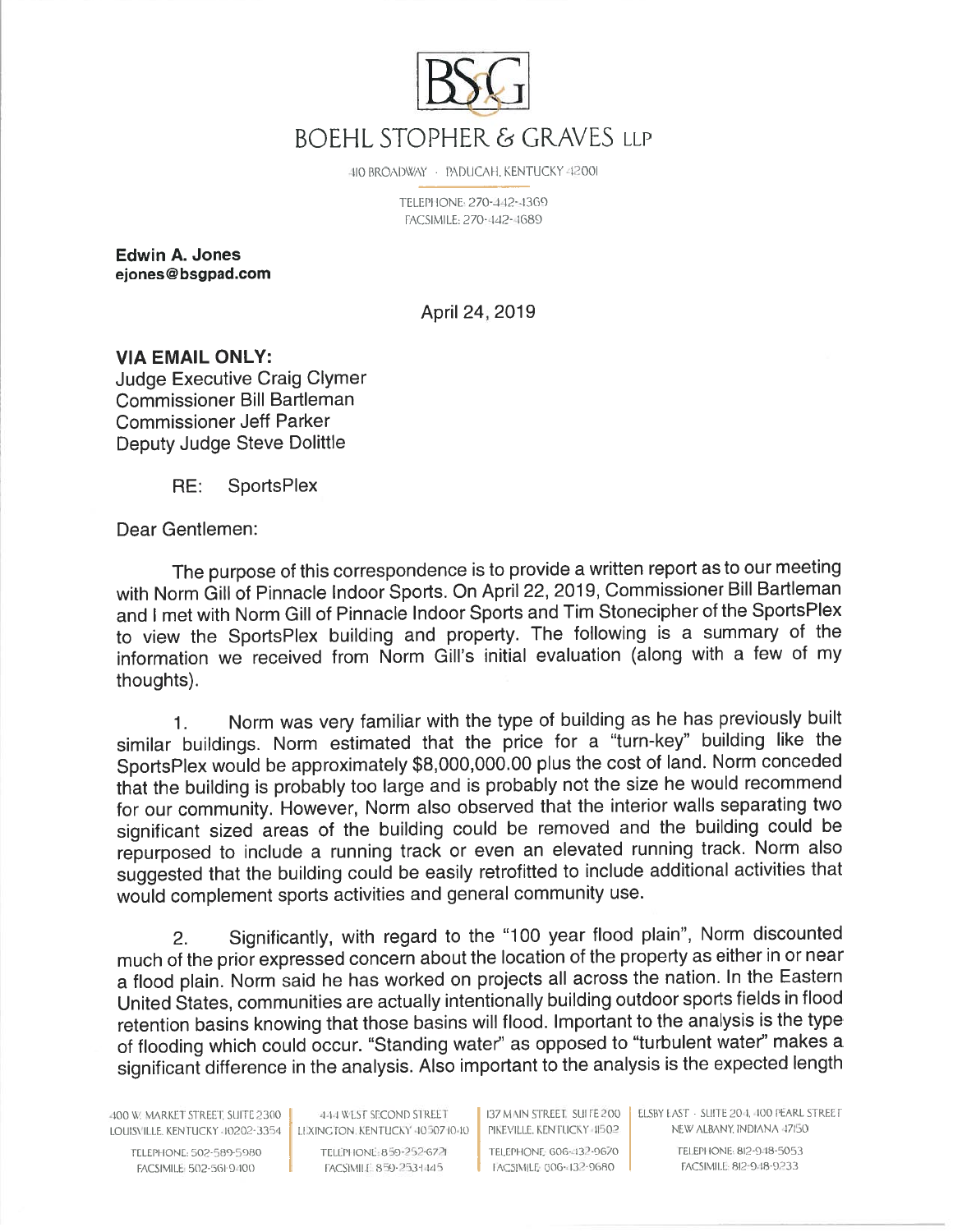# BS&G

## BOEHL STOPHER & GRAVES LLP

410 BROADWAY · PADUCAH, KENTUCKY 42001

TELEPHONE: 270-442-4369
FACSIMILE: 270-442-4689

**Edwin A. Jones**
**ejones@bsgpad.com**

April 24, 2019

**VIA EMAIL ONLY:**
Judge Executive Craig Clymer
Commissioner Bill Bartleman
Commissioner Jeff Parker
Deputy Judge Steve Dolittle

RE: SportsPlex

Dear Gentlemen:

The purpose of this correspondence is to provide a written report as to our meeting with Norm Gill of Pinnacle Indoor Sports. On April 22, 2019, Commissioner Bill Bartleman and I met with Norm Gill of Pinnacle Indoor Sports and Tim Stonecipher of the SportsPlex to view the SportsPlex building and property. The following is a summary of the information we received from Norm Gill's initial evaluation (along with a few of my thoughts).

1. Norm was very familiar with the type of building as he has previously built similar buildings. Norm estimated that the price for a "turn-key" building like the SportsPlex would be approximately $8,000,000.00 plus the cost of land. Norm conceded that the building is probably too large and is probably not the size he would recommend for our community. However, Norm also observed that the interior walls separating two significant sized areas of the building could be removed and the building could be repurposed to include a running track or even an elevated running track. Norm also suggested that the building could be easily retrofitted to include additional activities that would complement sports activities and general community use.

2. Significantly, with regard to the "100 year flood plain", Norm discounted much of the prior expressed concern about the location of the property as either in or near a flood plain. Norm said he has worked on projects all across the nation. In the Eastern United States, communities are actually intentionally building outdoor sports fields in flood retention basins knowing that those basins will flood. Important to the analysis is the type of flooding which could occur. "Standing water" as opposed to "turbulent water" makes a significant difference in the analysis. Also important to the analysis is the expected length

400 W. MARKET STREET, SUITE 2300
LOUISVILLE, KENTUCKY 40202-3354
TELEPHONE: 502-589-5980
FACSIMILE: 502-561-9400

444 WEST SECOND STREET
LEXINGTON, KENTUCKY 40507-1040
TELEPHONE: 859-252-6721
FACSIMILE: 859-253-1445

137 MAIN STREET, SUITE 200
PIKEVILLE, KENTUCKY 41502
TELEPHONE: 606-432-9670
FACSIMILE: 606-432-9680

ELSBY EAST · SUITE 204, 400 PEARL STREET
NEW ALBANY, INDIANA 47150
TELEPHONE: 812-948-5053
FACSIMILE: 812-948-9233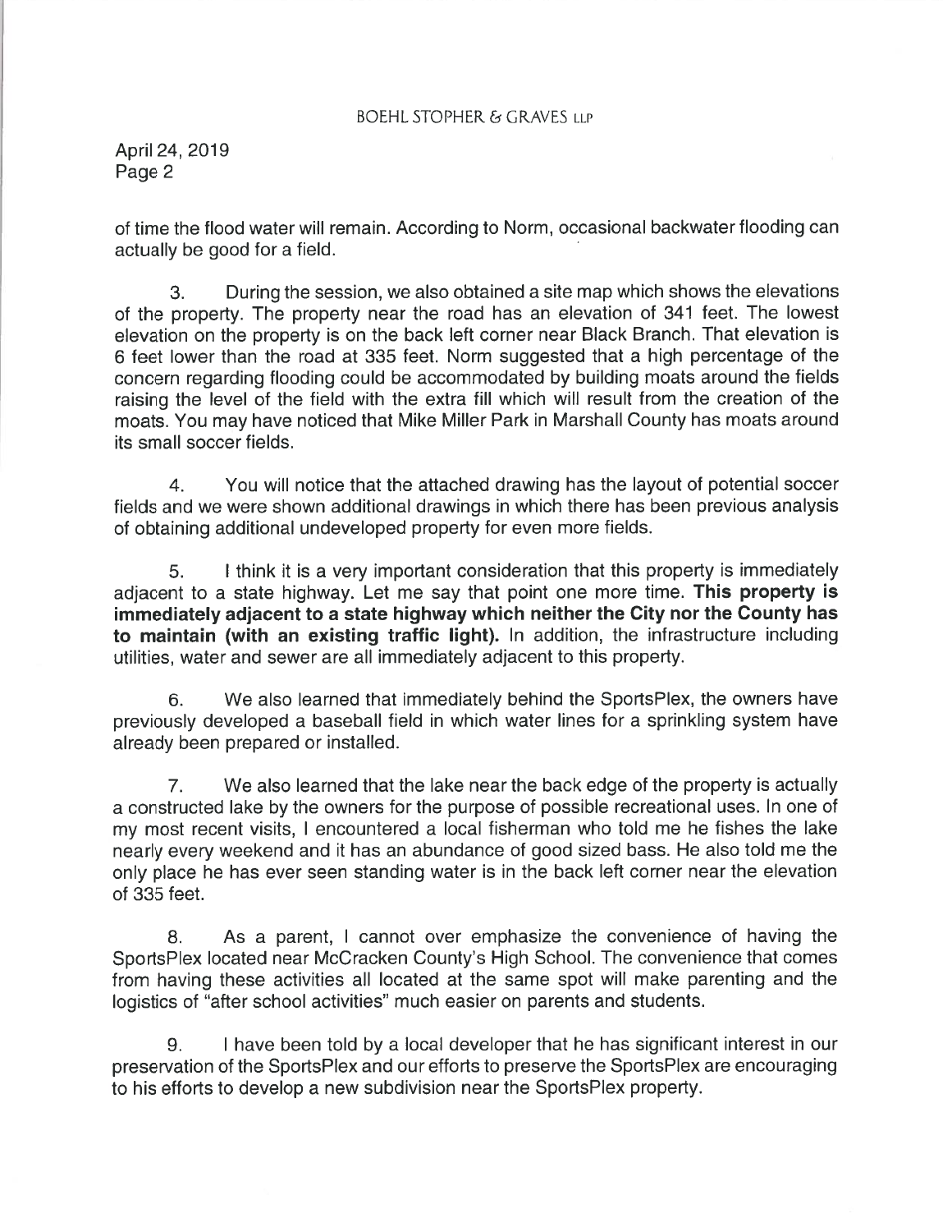of time the flood water will remain. According to Norm, occasional backwater flooding can actually be good for a field.

3. During the session, we also obtained a site map which shows the elevations of the property. The property near the road has an elevation of 341 feet. The lowest elevation on the property is on the back left corner near Black Branch. That elevation is 6 feet lower than the road at 335 feet. Norm suggested that a high percentage of the concern regarding flooding could be accommodated by building moats around the fields raising the level of the field with the extra fill which will result from the creation of the moats. You may have noticed that Mike Miller Park in Marshall County has moats around its small soccer fields.

4. You will notice that the attached drawing has the layout of potential soccer fields and we were shown additional drawings in which there has been previous analysis of obtaining additional undeveloped property for even more fields.

5. I think it is a very important consideration that this property is immediately adjacent to a state highway. Let me say that point one more time. **This property is immediately adjacent to a state highway which neither the City nor the County has to maintain (with an existing traffic light).** In addition, the infrastructure including utilities, water and sewer are all immediately adjacent to this property.

6. We also learned that immediately behind the SportsPlex, the owners have previously developed a baseball field in which water lines for a sprinkling system have already been prepared or installed.

7. We also learned that the lake near the back edge of the property is actually a constructed lake by the owners for the purpose of possible recreational uses. In one of my most recent visits, I encountered a local fisherman who told me he fishes the lake nearly every weekend and it has an abundance of good sized bass. He also told me the only place he has ever seen standing water is in the back left corner near the elevation of 335 feet.

8. As a parent, I cannot over emphasize the convenience of having the SportsPlex located near McCracken County's High School. The convenience that comes from having these activities all located at the same spot will make parenting and the logistics of "after school activities" much easier on parents and students.

9. I have been told by a local developer that he has significant interest in our preservation of the SportsPlex and our efforts to preserve the SportsPlex are encouraging to his efforts to develop a new subdivision near the SportsPlex property.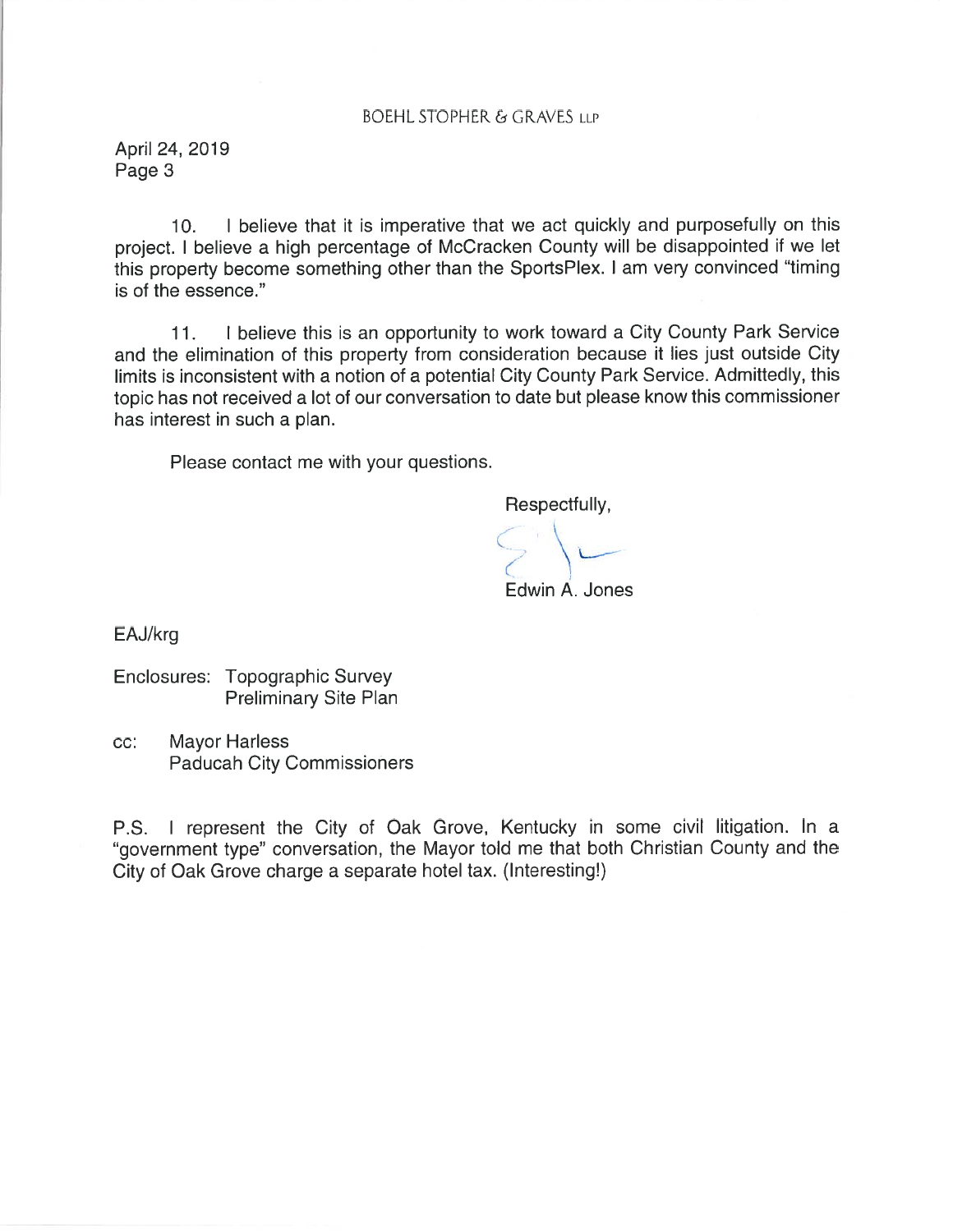10. I believe that it is imperative that we act quickly and purposefully on this project. I believe a high percentage of McCracken County will be disappointed if we let this property become something other than the SportsPlex. I am very convinced "timing is of the essence."

11. I believe this is an opportunity to work toward a City County Park Service and the elimination of this property from consideration because it lies just outside City limits is inconsistent with a notion of a potential City County Park Service. Admittedly, this topic has not received a lot of our conversation to date but please know this commissioner has interest in such a plan.

Please contact me with your questions.

Respectfully,

Edwin A. Jones

EAJ/krg

Enclosures: Topographic Survey
Preliminary Site Plan

cc: Mayor Harless
Paducah City Commissioners

P.S. I represent the City of Oak Grove, Kentucky in some civil litigation. In a "government type" conversation, the Mayor told me that both Christian County and the City of Oak Grove charge a separate hotel tax. (Interesting!)